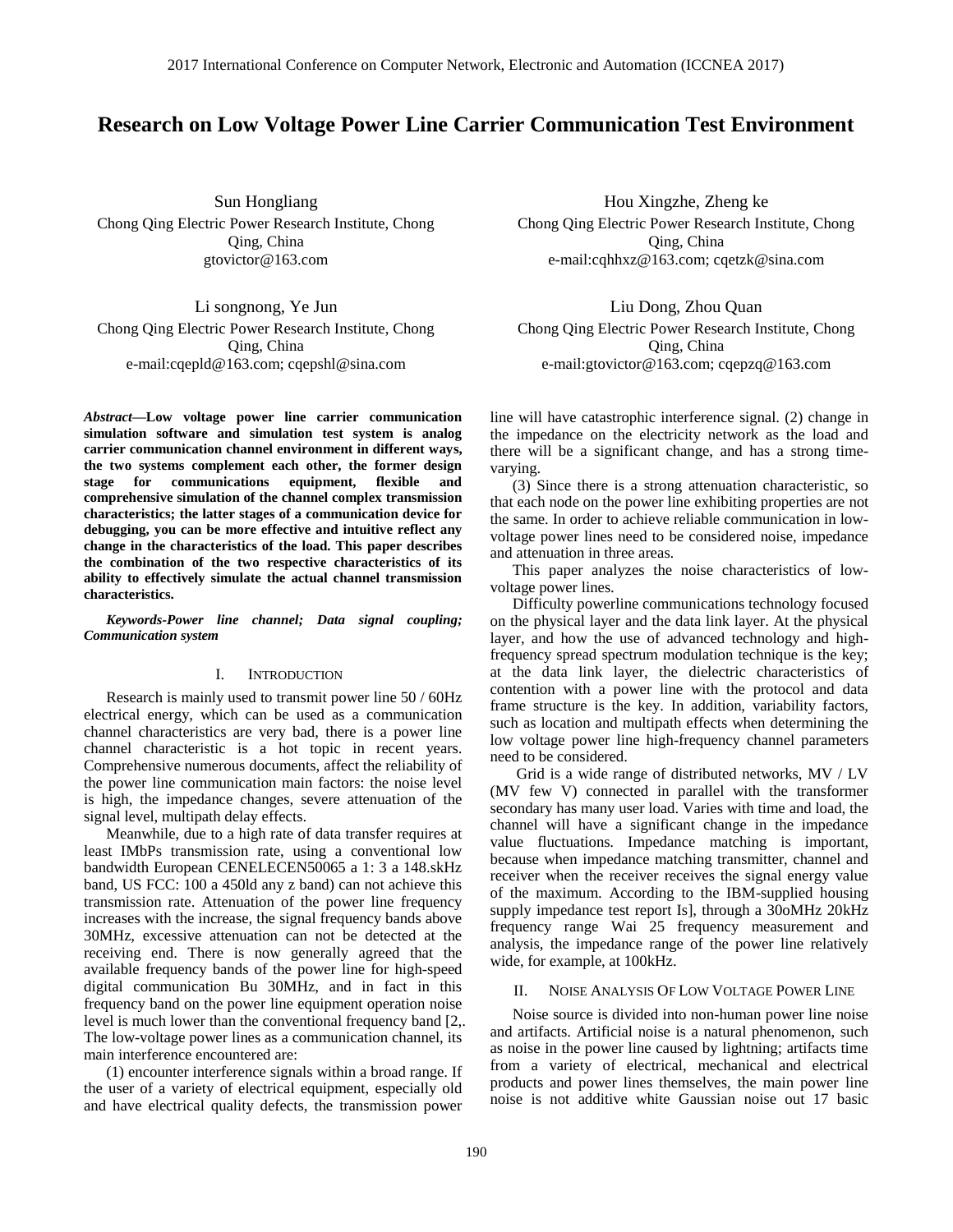# Research on Low Voltage Power Line Carrier Communication Test Environment

Sun Hongliang
Chong Qing Electric Power Research Institute, Chong Qing, China
gtovictor@163.com

Hou Xingzhe, Zheng ke
Chong Qing Electric Power Research Institute, Chong Qing, China
e-mail:cqhhxz@163.com; cqetzk@sina.com

Li songnong, Ye Jun
Chong Qing Electric Power Research Institute, Chong Qing, China
e-mail:cqepld@163.com; cqepshl@sina.com

Liu Dong, Zhou Quan
Chong Qing Electric Power Research Institute, Chong Qing, China
e-mail:gtovictor@163.com; cqepzq@163.com

***Abstract*—Low voltage power line carrier communication simulation software and simulation test system is analog carrier communication channel environment in different ways, the two systems complement each other, the former design stage for communications equipment, flexible and comprehensive simulation of the channel complex transmission characteristics; the latter stages of a communication device for debugging, you can be more effective and intuitive reflect any change in the characteristics of the load. This paper describes the combination of the two respective characteristics of its ability to effectively simulate the actual channel transmission characteristics.**

***Keywords-Power line channel; Data signal coupling; Communication system***

## I. Introduction

Research is mainly used to transmit power line 50 / 60Hz electrical energy, which can be used as a communication channel characteristics are very bad, there is a power line channel characteristic is a hot topic in recent years. Comprehensive numerous documents, affect the reliability of the power line communication main factors: the noise level is high, the impedance changes, severe attenuation of the signal level, multipath delay effects.

Meanwhile, due to a high rate of data transfer requires at least IMbPs transmission rate, using a conventional low bandwidth European CENELECEN50065 a 1: 3 a 148.skHz band, US FCC: 100 a 450ld any z band) can not achieve this transmission rate. Attenuation of the power line frequency increases with the increase, the signal frequency bands above 30MHz, excessive attenuation can not be detected at the receiving end. There is now generally agreed that the available frequency bands of the power line for high-speed digital communication Bu 30MHz, and in fact in this frequency band on the power line equipment operation noise level is much lower than the conventional frequency band [2,. The low-voltage power lines as a communication channel, its main interference encountered are:

(1) encounter interference signals within a broad range. If the user of a variety of electrical equipment, especially old and have electrical quality defects, the transmission power line will have catastrophic interference signal. (2) change in the impedance on the electricity network as the load and there will be a significant change, and has a strong time-varying.

(3) Since there is a strong attenuation characteristic, so that each node on the power line exhibiting properties are not the same. In order to achieve reliable communication in low-voltage power lines need to be considered noise, impedance and attenuation in three areas.

This paper analyzes the noise characteristics of low-voltage power lines.

Difficulty powerline communications technology focused on the physical layer and the data link layer. At the physical layer, and how the use of advanced technology and high-frequency spread spectrum modulation technique is the key; at the data link layer, the dielectric characteristics of contention with a power line with the protocol and data frame structure is the key. In addition, variability factors, such as location and multipath effects when determining the low voltage power line high-frequency channel parameters need to be considered.

Grid is a wide range of distributed networks, MV / LV (MV few V) connected in parallel with the transformer secondary has many user load. Varies with time and load, the channel will have a significant change in the impedance value fluctuations. Impedance matching is important, because when impedance matching transmitter, channel and receiver when the receiver receives the signal energy value of the maximum. According to the IBM-supplied housing supply impedance test report Is], through a 30oMHz 20kHz frequency range Wai 25 frequency measurement and analysis, the impedance range of the power line relatively wide, for example, at 100kHz.

## II. Noise Analysis Of Low Voltage Power Line

Noise source is divided into non-human power line noise and artifacts. Artificial noise is a natural phenomenon, such as noise in the power line caused by lightning; artifacts time from a variety of electrical, mechanical and electrical products and power lines themselves, the main power line noise is not additive white Gaussian noise out 17 basic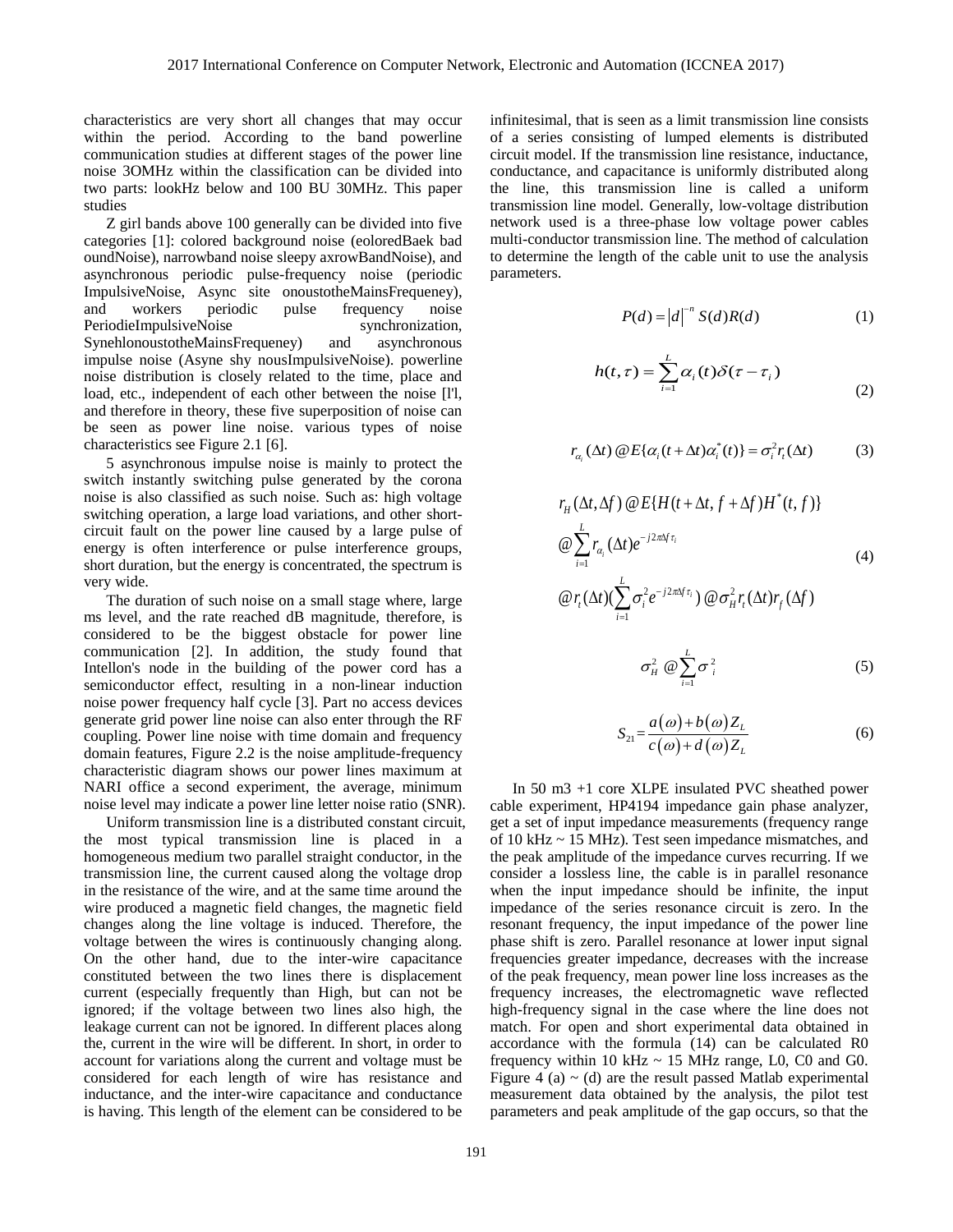characteristics are very short all changes that may occur within the period. According to the band powerline communication studies at different stages of the power line noise 3OMHz within the classification can be divided into two parts: lookHz below and 100 BU 30MHz. This paper studies

Z girl bands above 100 generally can be divided into five categories [1]: colored background noise (eoloredBaek bad oundNoise), narrowband noise sleepy axrowBandNoise), and asynchronous periodic pulse-frequency noise (periodic ImpulsiveNoise, Async site onoustotheMainsFrequeney), and workers periodic pulse frequency noise PeriodieImpulsiveNoise synchronization, SynehlonoustotheMainsFrequeney) and asynchronous impulse noise (Asyne shy nousImpulsiveNoise). powerline noise distribution is closely related to the time, place and load, etc., independent of each other between the noise [l'l, and therefore in theory, these five superposition of noise can be seen as power line noise. various types of noise characteristics see Figure 2.1 [6].

5 asynchronous impulse noise is mainly to protect the switch instantly switching pulse generated by the corona noise is also classified as such noise. Such as: high voltage switching operation, a large load variations, and other short-circuit fault on the power line caused by a large pulse of energy is often interference or pulse interference groups, short duration, but the energy is concentrated, the spectrum is very wide.

The duration of such noise on a small stage where, large ms level, and the rate reached dB magnitude, therefore, is considered to be the biggest obstacle for power line communication [2]. In addition, the study found that Intellon's node in the building of the power cord has a semiconductor effect, resulting in a non-linear induction noise power frequency half cycle [3]. Part no access devices generate grid power line noise can also enter through the RF coupling. Power line noise with time domain and frequency domain features, Figure 2.2 is the noise amplitude-frequency characteristic diagram shows our power lines maximum at NARI office a second experiment, the average, minimum noise level may indicate a power line letter noise ratio (SNR).

Uniform transmission line is a distributed constant circuit, the most typical transmission line is placed in a homogeneous medium two parallel straight conductor, in the transmission line, the current caused along the voltage drop in the resistance of the wire, and at the same time around the wire produced a magnetic field changes, the magnetic field changes along the line voltage is induced. Therefore, the voltage between the wires is continuously changing along. On the other hand, due to the inter-wire capacitance constituted between the two lines there is displacement current (especially frequently than High, but can not be ignored; if the voltage between two lines also high, the leakage current can not be ignored. In different places along the, current in the wire will be different. In short, in order to account for variations along the current and voltage must be considered for each length of wire has resistance and inductance, and the inter-wire capacitance and conductance is having. This length of the element can be considered to be infinitesimal, that is seen as a limit transmission line consists of a series consisting of lumped elements is distributed circuit model. If the transmission line resistance, inductance, conductance, and capacitance is uniformly distributed along the line, this transmission line is called a uniform transmission line model. Generally, low-voltage distribution network used is a three-phase low voltage power cables multi-conductor transmission line. The method of calculation to determine the length of the cable unit to use the analysis parameters.

$$P(d) = \left|d\right|^{-n} S(d)R(d) \tag{1}$$

$$h(t,\tau) = \sum_{i=1}^{L} \alpha_i(t)\delta(\tau - \tau_i) \tag{2}$$

$$r_{\alpha_i}(\Delta t) @ E\{\alpha_i(t+\Delta t)\alpha_i^*(t)\} = \sigma_i^2 r_t(\Delta t) \tag{3}$$

$$\begin{aligned} r_H(\Delta t, \Delta f) &@ E\{H(t+\Delta t, f+\Delta f)H^*(t,f)\} \\ &@ \sum_{i=1}^{L} r_{\alpha_i}(\Delta t) e^{-j2\pi\Delta f \tau_i} \\ &@ r_t(\Delta t)(\sum_{i=1}^{L} \sigma_i^2 e^{-j2\pi\Delta f \tau_i}) @ \sigma_H^2 r_t(\Delta t) r_f(\Delta f) \end{aligned} \tag{4}$$

$$\sigma_H^2 @ \sum_{i=1}^{L} \sigma_i^2 \tag{5}$$

$$S_{21} = \frac{a(\omega) + b(\omega)Z_L}{c(\omega) + d(\omega)Z_L} \tag{6}$$

In 50 m3 +1 core XLPE insulated PVC sheathed power cable experiment, HP4194 impedance gain phase analyzer, get a set of input impedance measurements (frequency range of 10 kHz ~ 15 MHz). Test seen impedance mismatches, and the peak amplitude of the impedance curves recurring. If we consider a lossless line, the cable is in parallel resonance when the input impedance should be infinite, the input impedance of the series resonance circuit is zero. In the resonant frequency, the input impedance of the power line phase shift is zero. Parallel resonance at lower input signal frequencies greater impedance, decreases with the increase of the peak frequency, mean power line loss increases as the frequency increases, the electromagnetic wave reflected high-frequency signal in the case where the line does not match. For open and short experimental data obtained in accordance with the formula (14) can be calculated R0 frequency within 10 kHz ~ 15 MHz range, L0, C0 and G0. Figure 4 (a) ~ (d) are the result passed Matlab experimental measurement data obtained by the analysis, the pilot test parameters and peak amplitude of the gap occurs, so that the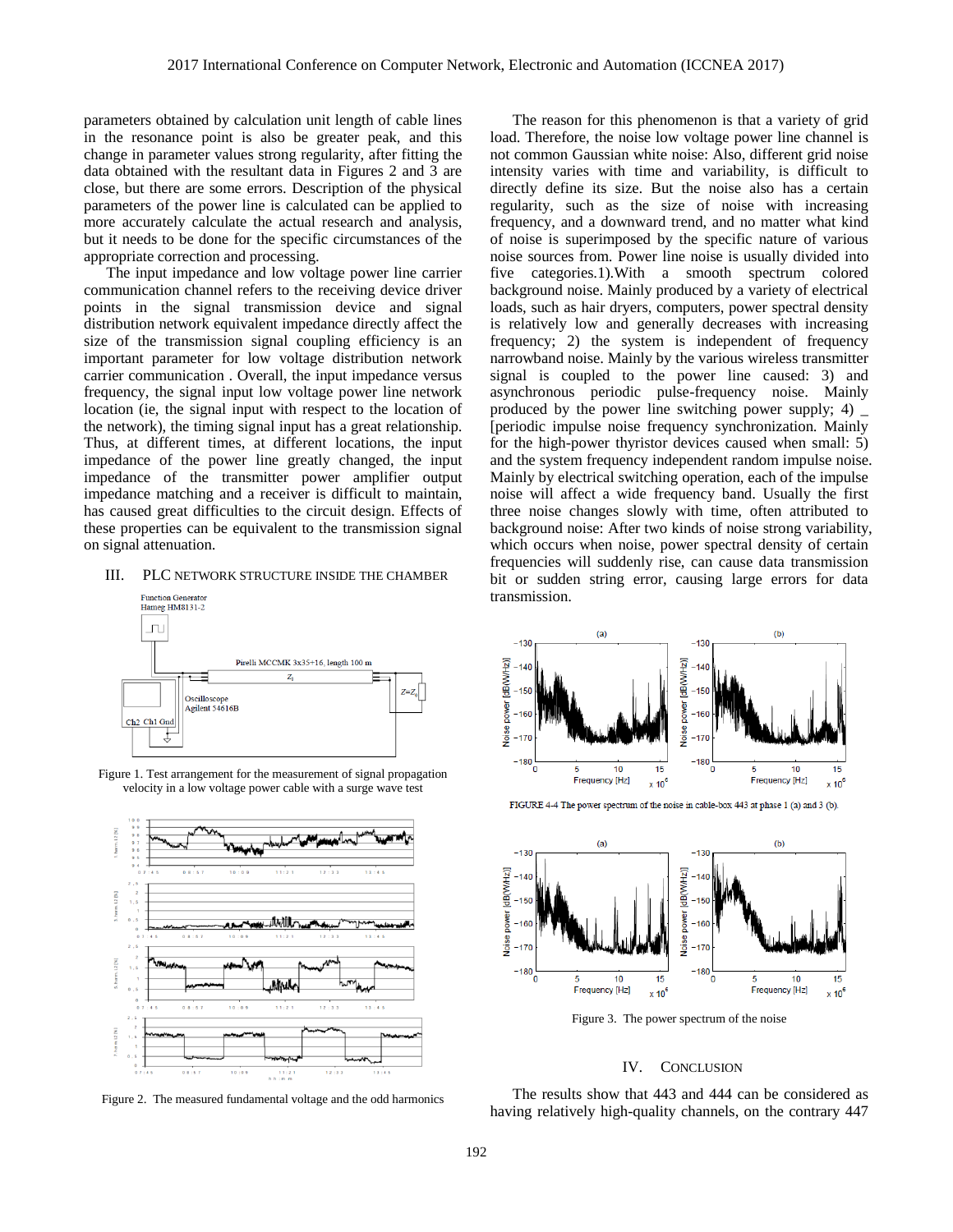parameters obtained by calculation unit length of cable lines in the resonance point is also be greater peak, and this change in parameter values strong regularity, after fitting the data obtained with the resultant data in Figures 2 and 3 are close, but there are some errors. Description of the physical parameters of the power line is calculated can be applied to more accurately calculate the actual research and analysis, but it needs to be done for the specific circumstances of the appropriate correction and processing.

The input impedance and low voltage power line carrier communication channel refers to the receiving device driver points in the signal transmission device and signal distribution network equivalent impedance directly affect the size of the transmission signal coupling efficiency is an important parameter for low voltage distribution network carrier communication . Overall, the input impedance versus frequency, the signal input low voltage power line network location (ie, the signal input with respect to the location of the network), the timing signal input has a great relationship. Thus, at different times, at different locations, the input impedance of the power line greatly changed, the input impedance of the transmitter power amplifier output impedance matching and a receiver is difficult to maintain, has caused great difficulties to the circuit design. Effects of these properties can be equivalent to the transmission signal on signal attenuation.

## III. PLC NETWORK STRUCTURE INSIDE THE CHAMBER

Function Generator
Hameg HM8131-2

Pirelli MCCMK 3x35+16, length 100 m

$Z_i$

$Z=Z_0$

Oscilloscope
Agilent 54616B

Ch2 Ch1 Gnd

Figure 1. Test arrangement for the measurement of signal propagation velocity in a low voltage power cable with a surge wave test

Figure 2. The measured fundamental voltage and the odd harmonics

The reason for this phenomenon is that a variety of grid load. Therefore, the noise low voltage power line channel is not common Gaussian white noise: Also, different grid noise intensity varies with time and variability, is difficult to directly define its size. But the noise also has a certain regularity, such as the size of noise with increasing frequency, and a downward trend, and no matter what kind of noise is superimposed by the specific nature of various noise sources from. Power line noise is usually divided into five categories.1).With a smooth spectrum colored background noise. Mainly produced by a variety of electrical loads, such as hair dryers, computers, power spectral density is relatively low and generally decreases with increasing frequency; 2) the system is independent of frequency narrowband noise. Mainly by the various wireless transmitter signal is coupled to the power line caused: 3) and asynchronous periodic pulse-frequency noise. Mainly produced by the power line switching power supply; 4) _ [periodic impulse noise frequency synchronization. Mainly for the high-power thyristor devices caused when small: 5) and the system frequency independent random impulse noise. Mainly by electrical switching operation, each of the impulse noise will affect a wide frequency band. Usually the first three noise changes slowly with time, often attributed to background noise: After two kinds of noise strong variability, which occurs when noise, power spectral density of certain frequencies will suddenly rise, can cause data transmission bit or sudden string error, causing large errors for data transmission.

(a) (b)

Noise power [dB(W/Hz)]

Frequency [Hz] x $10^6$

FIGURE 4-4 The power spectrum of the noise in cable-box 443 at phase 1 (a) and 3 (b).

(a) (b)

Noise power [dB(W/Hz)]

Frequency [Hz] x $10^6$

Figure 3. The power spectrum of the noise

## IV. CONCLUSION

The results show that 443 and 444 can be considered as having relatively high-quality channels, on the contrary 447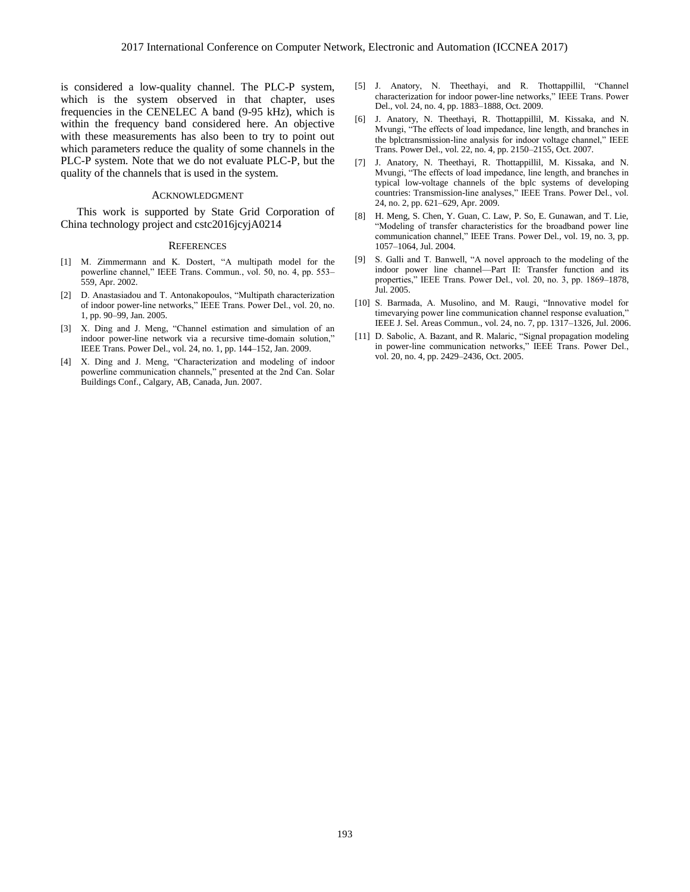is considered a low-quality channel. The PLC-P system, which is the system observed in that chapter, uses frequencies in the CENELEC A band (9-95 kHz), which is within the frequency band considered here. An objective with these measurements has also been to try to point out which parameters reduce the quality of some channels in the PLC-P system. Note that we do not evaluate PLC-P, but the quality of the channels that is used in the system.

## ACKNOWLEDGMENT

This work is supported by State Grid Corporation of China technology project and cstc2016jcyjA0214

## REFERENCES

[1] M. Zimmermann and K. Dostert, "A multipath model for the powerline channel," IEEE Trans. Commun., vol. 50, no. 4, pp. 553–559, Apr. 2002.

[2] D. Anastasiadou and T. Antonakopoulos, "Multipath characterization of indoor power-line networks," IEEE Trans. Power Del., vol. 20, no. 1, pp. 90–99, Jan. 2005.

[3] X. Ding and J. Meng, "Channel estimation and simulation of an indoor power-line network via a recursive time-domain solution," IEEE Trans. Power Del., vol. 24, no. 1, pp. 144–152, Jan. 2009.

[4] X. Ding and J. Meng, "Characterization and modeling of indoor powerline communication channels," presented at the 2nd Can. Solar Buildings Conf., Calgary, AB, Canada, Jun. 2007.

[5] J. Anatory, N. Theethayi, and R. Thottappillil, "Channel characterization for indoor power-line networks," IEEE Trans. Power Del., vol. 24, no. 4, pp. 1883–1888, Oct. 2009.

[6] J. Anatory, N. Theethayi, R. Thottappillil, M. Kissaka, and N. Mvungi, "The effects of load impedance, line length, and branches in the bplctransmission-line analysis for indoor voltage channel," IEEE Trans. Power Del., vol. 22, no. 4, pp. 2150–2155, Oct. 2007.

[7] J. Anatory, N. Theethayi, R. Thottappillil, M. Kissaka, and N. Mvungi, "The effects of load impedance, line length, and branches in typical low-voltage channels of the bplc systems of developing countries: Transmission-line analyses," IEEE Trans. Power Del., vol. 24, no. 2, pp. 621–629, Apr. 2009.

[8] H. Meng, S. Chen, Y. Guan, C. Law, P. So, E. Gunawan, and T. Lie, "Modeling of transfer characteristics for the broadband power line communication channel," IEEE Trans. Power Del., vol. 19, no. 3, pp. 1057–1064, Jul. 2004.

[9] S. Galli and T. Banwell, "A novel approach to the modeling of the indoor power line channel—Part II: Transfer function and its properties," IEEE Trans. Power Del., vol. 20, no. 3, pp. 1869–1878, Jul. 2005.

[10] S. Barmada, A. Musolino, and M. Raugi, "Innovative model for timevarying power line communication channel response evaluation," IEEE J. Sel. Areas Commun., vol. 24, no. 7, pp. 1317–1326, Jul. 2006.

[11] D. Sabolic, A. Bazant, and R. Malaric, "Signal propagation modeling in power-line communication networks," IEEE Trans. Power Del., vol. 20, no. 4, pp. 2429–2436, Oct. 2005.